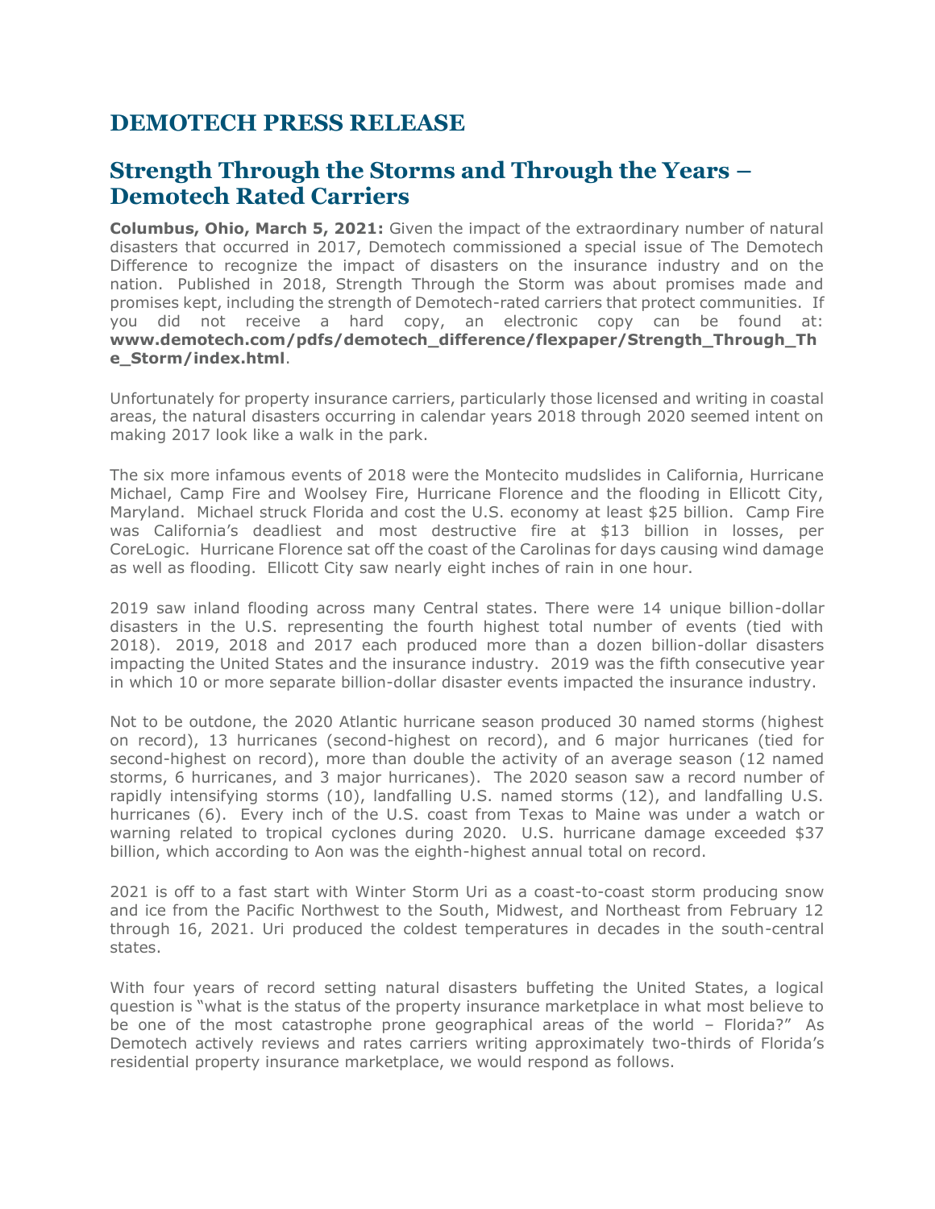# DEMOTECH PRESS RELEASE

## Strength Through the Storms and Through the Years – Demotech Rated Carriers

**Columbus, Ohio, March 5, 2021:** Given the impact of the extraordinary number of natural disasters that occurred in 2017, Demotech commissioned a special issue of The Demotech Difference to recognize the impact of disasters on the insurance industry and on the nation. Published in 2018, Strength Through the Storm was about promises made and promises kept, including the strength of Demotech-rated carriers that protect communities. If you did not receive a hard copy, an electronic copy can be found at: **www.demotech.com/pdfs/demotech_difference/flexpaper/Strength_Through_The_Storm/index.html**.

Unfortunately for property insurance carriers, particularly those licensed and writing in coastal areas, the natural disasters occurring in calendar years 2018 through 2020 seemed intent on making 2017 look like a walk in the park.

The six more infamous events of 2018 were the Montecito mudslides in California, Hurricane Michael, Camp Fire and Woolsey Fire, Hurricane Florence and the flooding in Ellicott City, Maryland. Michael struck Florida and cost the U.S. economy at least $25 billion. Camp Fire was California's deadliest and most destructive fire at $13 billion in losses, per CoreLogic. Hurricane Florence sat off the coast of the Carolinas for days causing wind damage as well as flooding. Ellicott City saw nearly eight inches of rain in one hour.

2019 saw inland flooding across many Central states. There were 14 unique billion-dollar disasters in the U.S. representing the fourth highest total number of events (tied with 2018). 2019, 2018 and 2017 each produced more than a dozen billion-dollar disasters impacting the United States and the insurance industry. 2019 was the fifth consecutive year in which 10 or more separate billion-dollar disaster events impacted the insurance industry.

Not to be outdone, the 2020 Atlantic hurricane season produced 30 named storms (highest on record), 13 hurricanes (second-highest on record), and 6 major hurricanes (tied for second-highest on record), more than double the activity of an average season (12 named storms, 6 hurricanes, and 3 major hurricanes). The 2020 season saw a record number of rapidly intensifying storms (10), landfalling U.S. named storms (12), and landfalling U.S. hurricanes (6). Every inch of the U.S. coast from Texas to Maine was under a watch or warning related to tropical cyclones during 2020. U.S. hurricane damage exceeded $37 billion, which according to Aon was the eighth-highest annual total on record.

2021 is off to a fast start with Winter Storm Uri as a coast-to-coast storm producing snow and ice from the Pacific Northwest to the South, Midwest, and Northeast from February 12 through 16, 2021. Uri produced the coldest temperatures in decades in the south-central states.

With four years of record setting natural disasters buffeting the United States, a logical question is "what is the status of the property insurance marketplace in what most believe to be one of the most catastrophe prone geographical areas of the world – Florida?" As Demotech actively reviews and rates carriers writing approximately two-thirds of Florida's residential property insurance marketplace, we would respond as follows.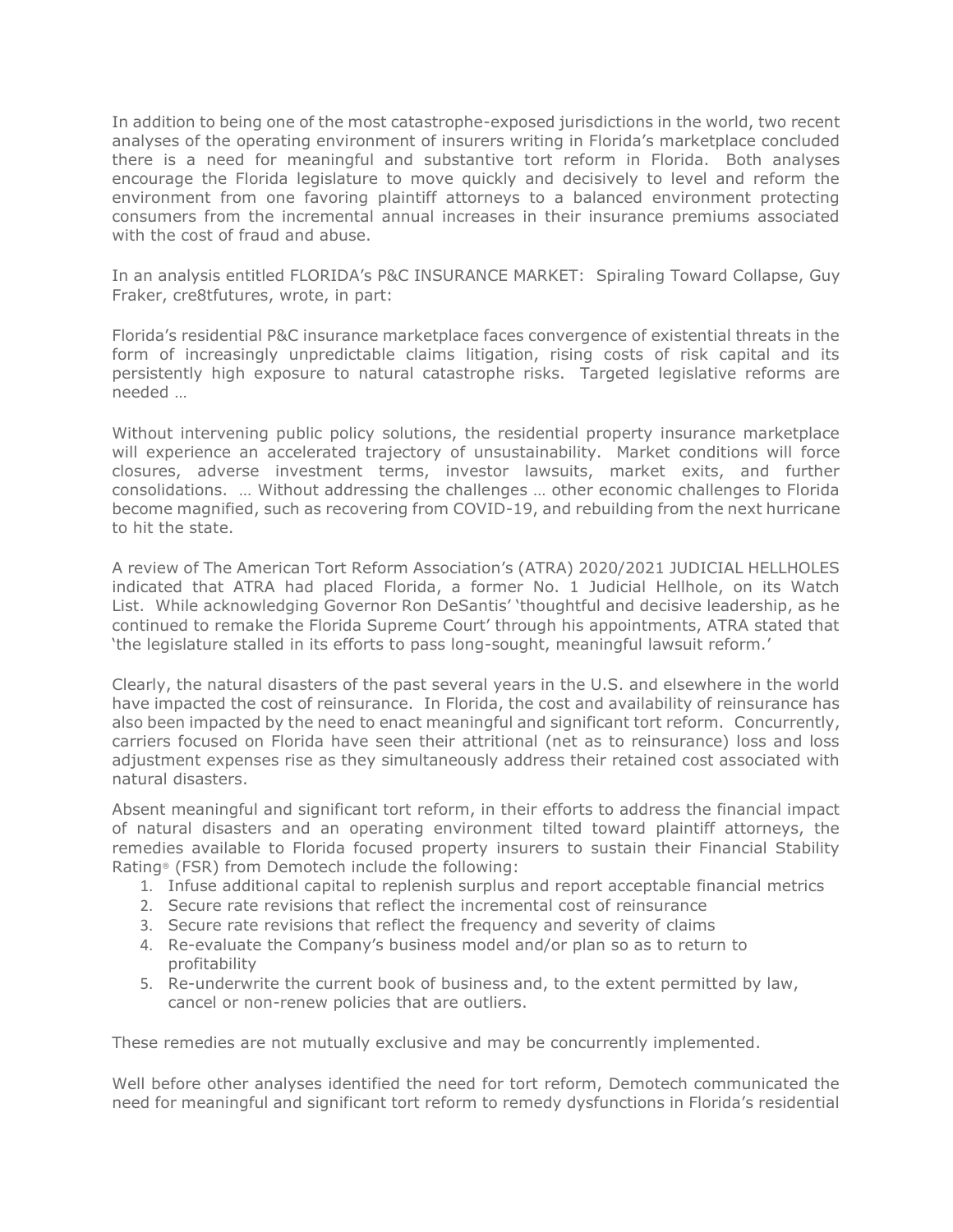In addition to being one of the most catastrophe-exposed jurisdictions in the world, two recent analyses of the operating environment of insurers writing in Florida's marketplace concluded there is a need for meaningful and substantive tort reform in Florida. Both analyses encourage the Florida legislature to move quickly and decisively to level and reform the environment from one favoring plaintiff attorneys to a balanced environment protecting consumers from the incremental annual increases in their insurance premiums associated with the cost of fraud and abuse.

In an analysis entitled FLORIDA's P&C INSURANCE MARKET: Spiraling Toward Collapse, Guy Fraker, cre8tfutures, wrote, in part:

Florida's residential P&C insurance marketplace faces convergence of existential threats in the form of increasingly unpredictable claims litigation, rising costs of risk capital and its persistently high exposure to natural catastrophe risks. Targeted legislative reforms are needed …

Without intervening public policy solutions, the residential property insurance marketplace will experience an accelerated trajectory of unsustainability. Market conditions will force closures, adverse investment terms, investor lawsuits, market exits, and further consolidations. … Without addressing the challenges … other economic challenges to Florida become magnified, such as recovering from COVID-19, and rebuilding from the next hurricane to hit the state.

A review of The American Tort Reform Association's (ATRA) 2020/2021 JUDICIAL HELLHOLES indicated that ATRA had placed Florida, a former No. 1 Judicial Hellhole, on its Watch List. While acknowledging Governor Ron DeSantis' 'thoughtful and decisive leadership, as he continued to remake the Florida Supreme Court' through his appointments, ATRA stated that 'the legislature stalled in its efforts to pass long-sought, meaningful lawsuit reform.'

Clearly, the natural disasters of the past several years in the U.S. and elsewhere in the world have impacted the cost of reinsurance. In Florida, the cost and availability of reinsurance has also been impacted by the need to enact meaningful and significant tort reform. Concurrently, carriers focused on Florida have seen their attritional (net as to reinsurance) loss and loss adjustment expenses rise as they simultaneously address their retained cost associated with natural disasters.

Absent meaningful and significant tort reform, in their efforts to address the financial impact of natural disasters and an operating environment tilted toward plaintiff attorneys, the remedies available to Florida focused property insurers to sustain their Financial Stability Rating® (FSR) from Demotech include the following:

1. Infuse additional capital to replenish surplus and report acceptable financial metrics
2. Secure rate revisions that reflect the incremental cost of reinsurance
3. Secure rate revisions that reflect the frequency and severity of claims
4. Re-evaluate the Company's business model and/or plan so as to return to profitability
5. Re-underwrite the current book of business and, to the extent permitted by law, cancel or non-renew policies that are outliers.

These remedies are not mutually exclusive and may be concurrently implemented.

Well before other analyses identified the need for tort reform, Demotech communicated the need for meaningful and significant tort reform to remedy dysfunctions in Florida's residential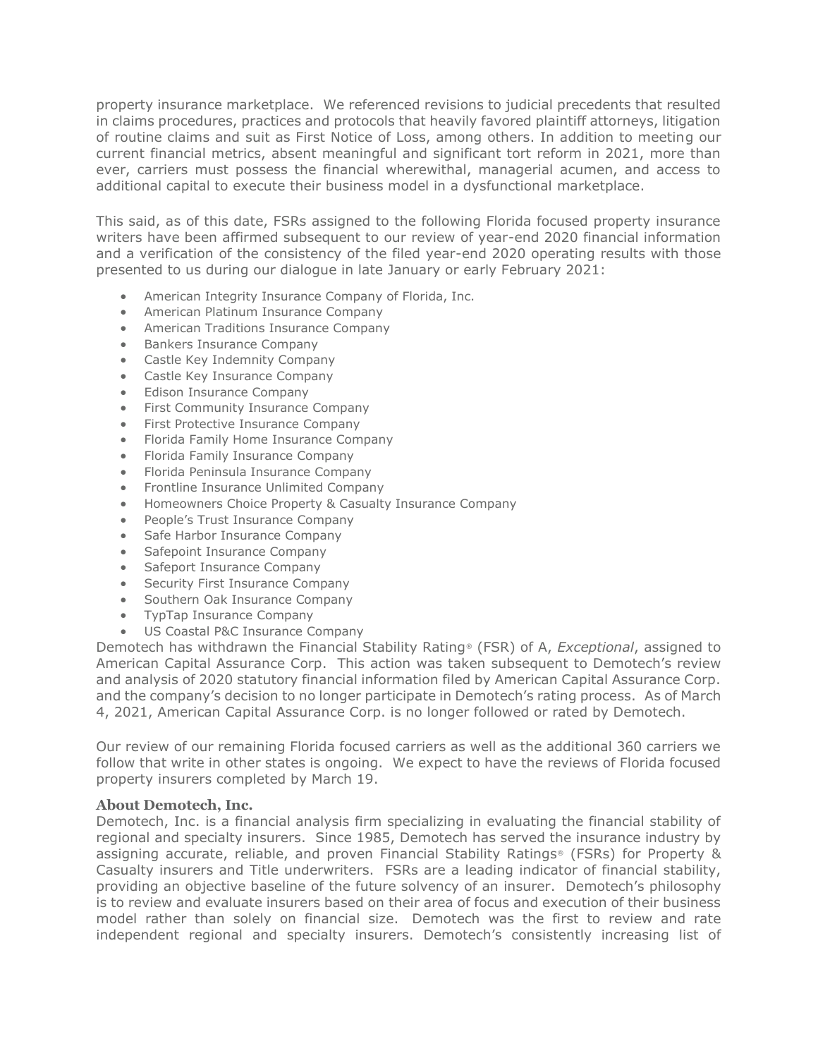property insurance marketplace. We referenced revisions to judicial precedents that resulted in claims procedures, practices and protocols that heavily favored plaintiff attorneys, litigation of routine claims and suit as First Notice of Loss, among others. In addition to meeting our current financial metrics, absent meaningful and significant tort reform in 2021, more than ever, carriers must possess the financial wherewithal, managerial acumen, and access to additional capital to execute their business model in a dysfunctional marketplace.

This said, as of this date, FSRs assigned to the following Florida focused property insurance writers have been affirmed subsequent to our review of year-end 2020 financial information and a verification of the consistency of the filed year-end 2020 operating results with those presented to us during our dialogue in late January or early February 2021:

- American Integrity Insurance Company of Florida, Inc.
- American Platinum Insurance Company
- American Traditions Insurance Company
- Bankers Insurance Company
- Castle Key Indemnity Company
- Castle Key Insurance Company
- Edison Insurance Company
- First Community Insurance Company
- First Protective Insurance Company
- Florida Family Home Insurance Company
- Florida Family Insurance Company
- Florida Peninsula Insurance Company
- Frontline Insurance Unlimited Company
- Homeowners Choice Property & Casualty Insurance Company
- People's Trust Insurance Company
- Safe Harbor Insurance Company
- Safepoint Insurance Company
- Safeport Insurance Company
- Security First Insurance Company
- Southern Oak Insurance Company
- TypTap Insurance Company
- US Coastal P&C Insurance Company

Demotech has withdrawn the Financial Stability Rating® (FSR) of A, *Exceptional*, assigned to American Capital Assurance Corp. This action was taken subsequent to Demotech's review and analysis of 2020 statutory financial information filed by American Capital Assurance Corp. and the company's decision to no longer participate in Demotech's rating process. As of March 4, 2021, American Capital Assurance Corp. is no longer followed or rated by Demotech.

Our review of our remaining Florida focused carriers as well as the additional 360 carriers we follow that write in other states is ongoing. We expect to have the reviews of Florida focused property insurers completed by March 19.

### About Demotech, Inc.

Demotech, Inc. is a financial analysis firm specializing in evaluating the financial stability of regional and specialty insurers. Since 1985, Demotech has served the insurance industry by assigning accurate, reliable, and proven Financial Stability Ratings® (FSRs) for Property & Casualty insurers and Title underwriters. FSRs are a leading indicator of financial stability, providing an objective baseline of the future solvency of an insurer. Demotech's philosophy is to review and evaluate insurers based on their area of focus and execution of their business model rather than solely on financial size. Demotech was the first to review and rate independent regional and specialty insurers. Demotech's consistently increasing list of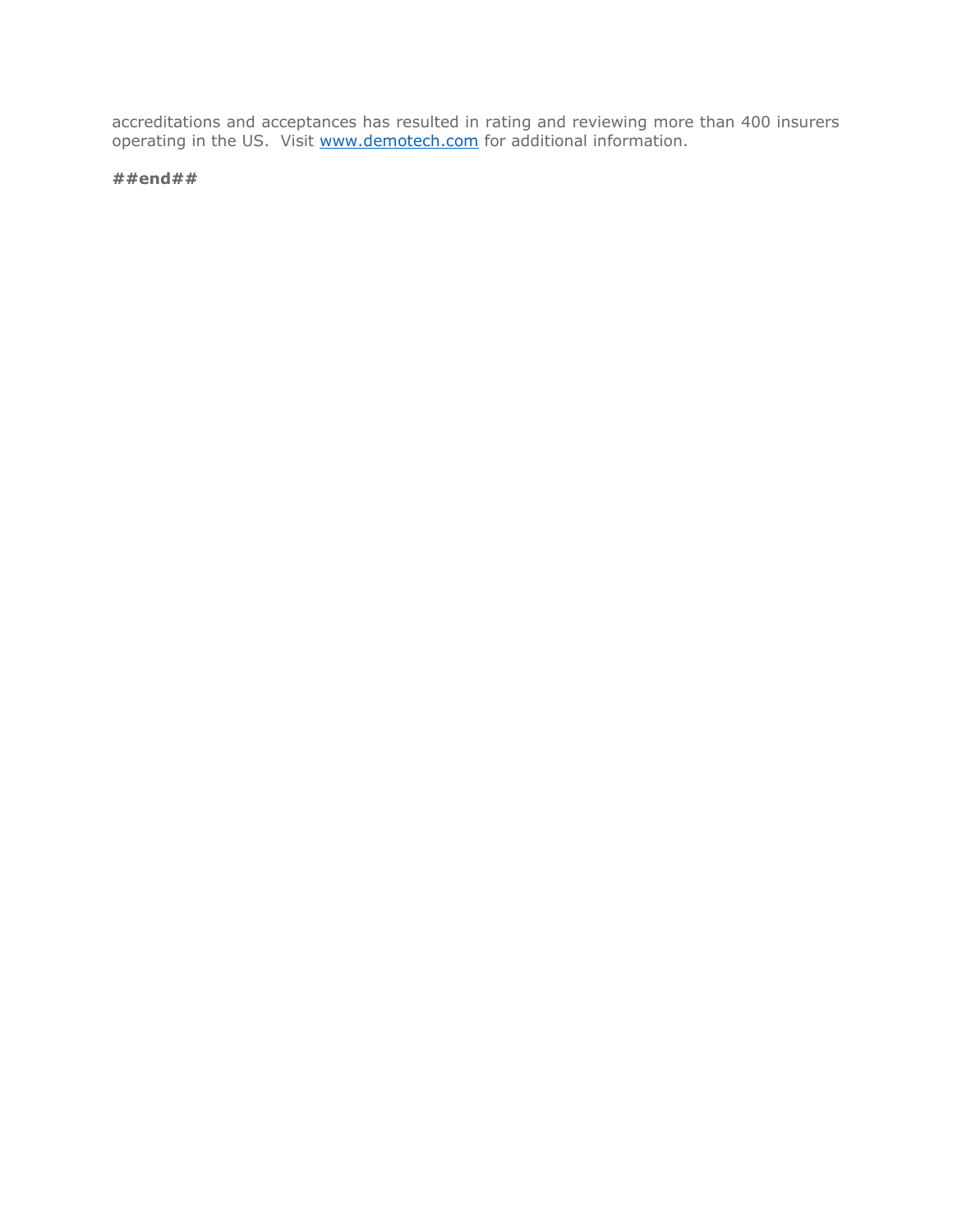accreditations and acceptances has resulted in rating and reviewing more than 400 insurers operating in the US.  Visit [www.demotech.com](http://www.demotech.com) for additional information.

**##end##**